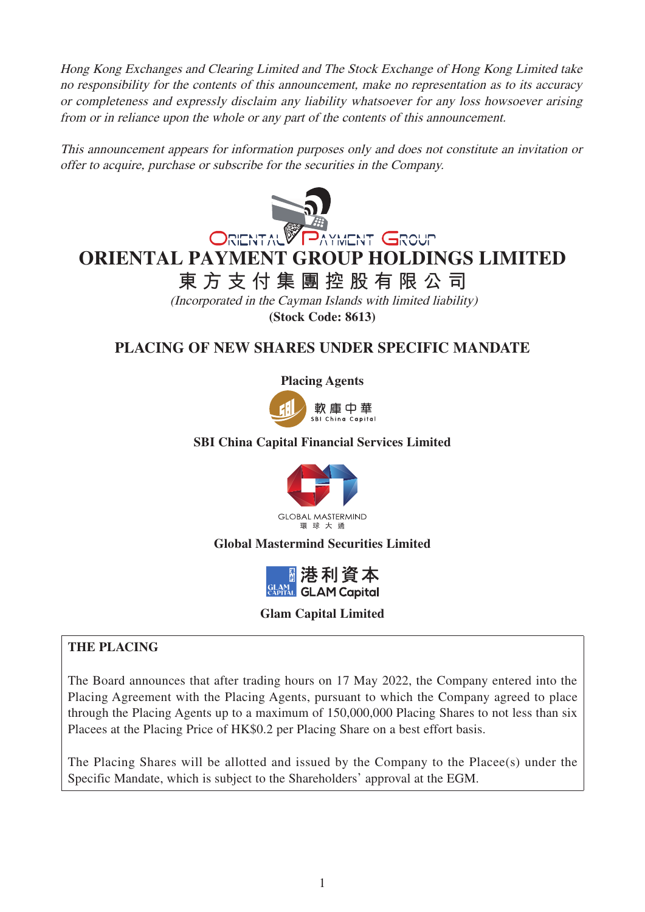*Hong Kong Exchanges and Clearing Limited and The Stock Exchange of Hong Kong Limited take no responsibility for the contents of this announcement, make no representation as to its accuracy or completeness and expressly disclaim any liability whatsoever for any loss howsoever arising from or in reliance upon the whole or any part of the contents of this announcement.*

*This announcement appears for information purposes only and does not constitute an invitation or offer to acquire, purchase or subscribe for the securities in the Company.*

# ORIENTAL PAYMENT GROUP HOLDINGS LIMITED

# 東方支付集團控股有限公司

*(Incorporated in the Cayman Islands with limited liability)*

**(Stock Code: 8613)**

## PLACING OF NEW SHARES UNDER SPECIFIC MANDATE

**Placing Agents**

**SBI China Capital Financial Services Limited**

**Global Mastermind Securities Limited**

**Glam Capital Limited**

**THE PLACING**

The Board announces that after trading hours on 17 May 2022, the Company entered into the Placing Agreement with the Placing Agents, pursuant to which the Company agreed to place through the Placing Agents up to a maximum of 150,000,000 Placing Shares to not less than six Placees at the Placing Price of HK$0.2 per Placing Share on a best effort basis.

The Placing Shares will be allotted and issued by the Company to the Placee(s) under the Specific Mandate, which is subject to the Shareholders' approval at the EGM.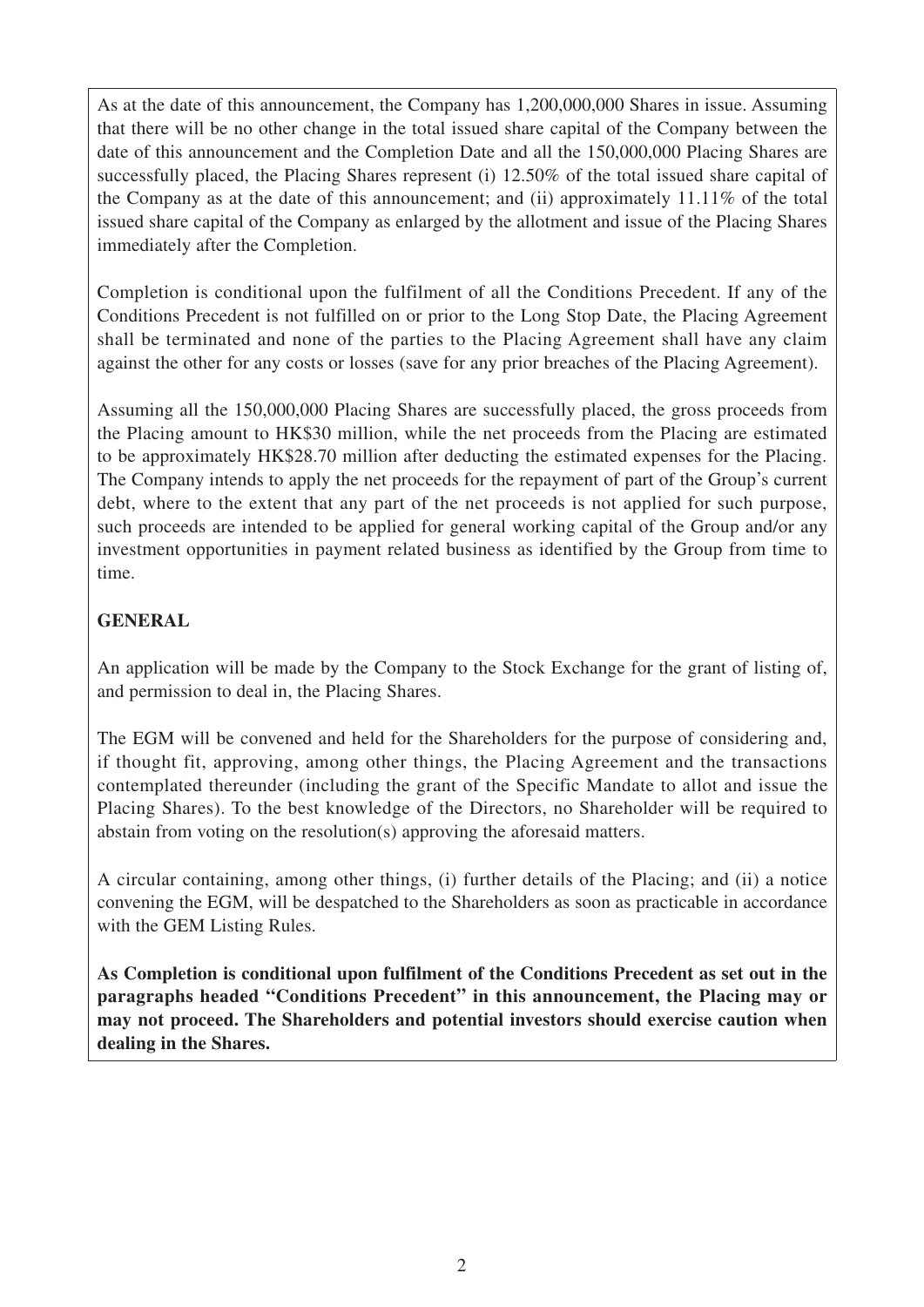As at the date of this announcement, the Company has 1,200,000,000 Shares in issue. Assuming that there will be no other change in the total issued share capital of the Company between the date of this announcement and the Completion Date and all the 150,000,000 Placing Shares are successfully placed, the Placing Shares represent (i) 12.50% of the total issued share capital of the Company as at the date of this announcement; and (ii) approximately 11.11% of the total issued share capital of the Company as enlarged by the allotment and issue of the Placing Shares immediately after the Completion.

Completion is conditional upon the fulfilment of all the Conditions Precedent. If any of the Conditions Precedent is not fulfilled on or prior to the Long Stop Date, the Placing Agreement shall be terminated and none of the parties to the Placing Agreement shall have any claim against the other for any costs or losses (save for any prior breaches of the Placing Agreement).

Assuming all the 150,000,000 Placing Shares are successfully placed, the gross proceeds from the Placing amount to HK$30 million, while the net proceeds from the Placing are estimated to be approximately HK$28.70 million after deducting the estimated expenses for the Placing. The Company intends to apply the net proceeds for the repayment of part of the Group's current debt, where to the extent that any part of the net proceeds is not applied for such purpose, such proceeds are intended to be applied for general working capital of the Group and/or any investment opportunities in payment related business as identified by the Group from time to time.

## GENERAL

An application will be made by the Company to the Stock Exchange for the grant of listing of, and permission to deal in, the Placing Shares.

The EGM will be convened and held for the Shareholders for the purpose of considering and, if thought fit, approving, among other things, the Placing Agreement and the transactions contemplated thereunder (including the grant of the Specific Mandate to allot and issue the Placing Shares). To the best knowledge of the Directors, no Shareholder will be required to abstain from voting on the resolution(s) approving the aforesaid matters.

A circular containing, among other things, (i) further details of the Placing; and (ii) a notice convening the EGM, will be despatched to the Shareholders as soon as practicable in accordance with the GEM Listing Rules.

**As Completion is conditional upon fulfilment of the Conditions Precedent as set out in the paragraphs headed "Conditions Precedent" in this announcement, the Placing may or may not proceed. The Shareholders and potential investors should exercise caution when dealing in the Shares.**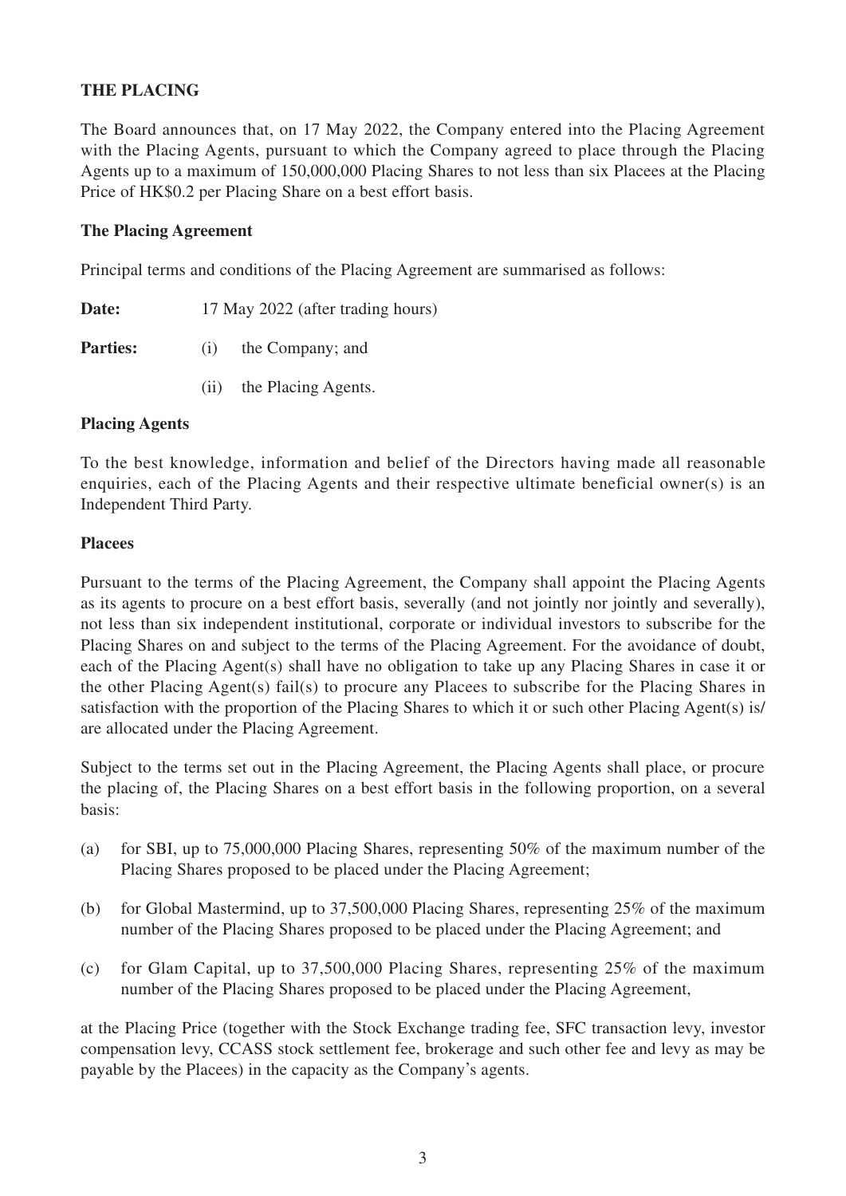## THE PLACING

The Board announces that, on 17 May 2022, the Company entered into the Placing Agreement with the Placing Agents, pursuant to which the Company agreed to place through the Placing Agents up to a maximum of 150,000,000 Placing Shares to not less than six Placees at the Placing Price of HK$0.2 per Placing Share on a best effort basis.

### The Placing Agreement

Principal terms and conditions of the Placing Agreement are summarised as follows:

**Date:** 17 May 2022 (after trading hours)

**Parties:** (i) the Company; and

(ii) the Placing Agents.

### Placing Agents

To the best knowledge, information and belief of the Directors having made all reasonable enquiries, each of the Placing Agents and their respective ultimate beneficial owner(s) is an Independent Third Party.

### Placees

Pursuant to the terms of the Placing Agreement, the Company shall appoint the Placing Agents as its agents to procure on a best effort basis, severally (and not jointly nor jointly and severally), not less than six independent institutional, corporate or individual investors to subscribe for the Placing Shares on and subject to the terms of the Placing Agreement. For the avoidance of doubt, each of the Placing Agent(s) shall have no obligation to take up any Placing Shares in case it or the other Placing Agent(s) fail(s) to procure any Placees to subscribe for the Placing Shares in satisfaction with the proportion of the Placing Shares to which it or such other Placing Agent(s) is/are allocated under the Placing Agreement.

Subject to the terms set out in the Placing Agreement, the Placing Agents shall place, or procure the placing of, the Placing Shares on a best effort basis in the following proportion, on a several basis:

(a) for SBI, up to 75,000,000 Placing Shares, representing 50% of the maximum number of the Placing Shares proposed to be placed under the Placing Agreement;

(b) for Global Mastermind, up to 37,500,000 Placing Shares, representing 25% of the maximum number of the Placing Shares proposed to be placed under the Placing Agreement; and

(c) for Glam Capital, up to 37,500,000 Placing Shares, representing 25% of the maximum number of the Placing Shares proposed to be placed under the Placing Agreement,

at the Placing Price (together with the Stock Exchange trading fee, SFC transaction levy, investor compensation levy, CCASS stock settlement fee, brokerage and such other fee and levy as may be payable by the Placees) in the capacity as the Company's agents.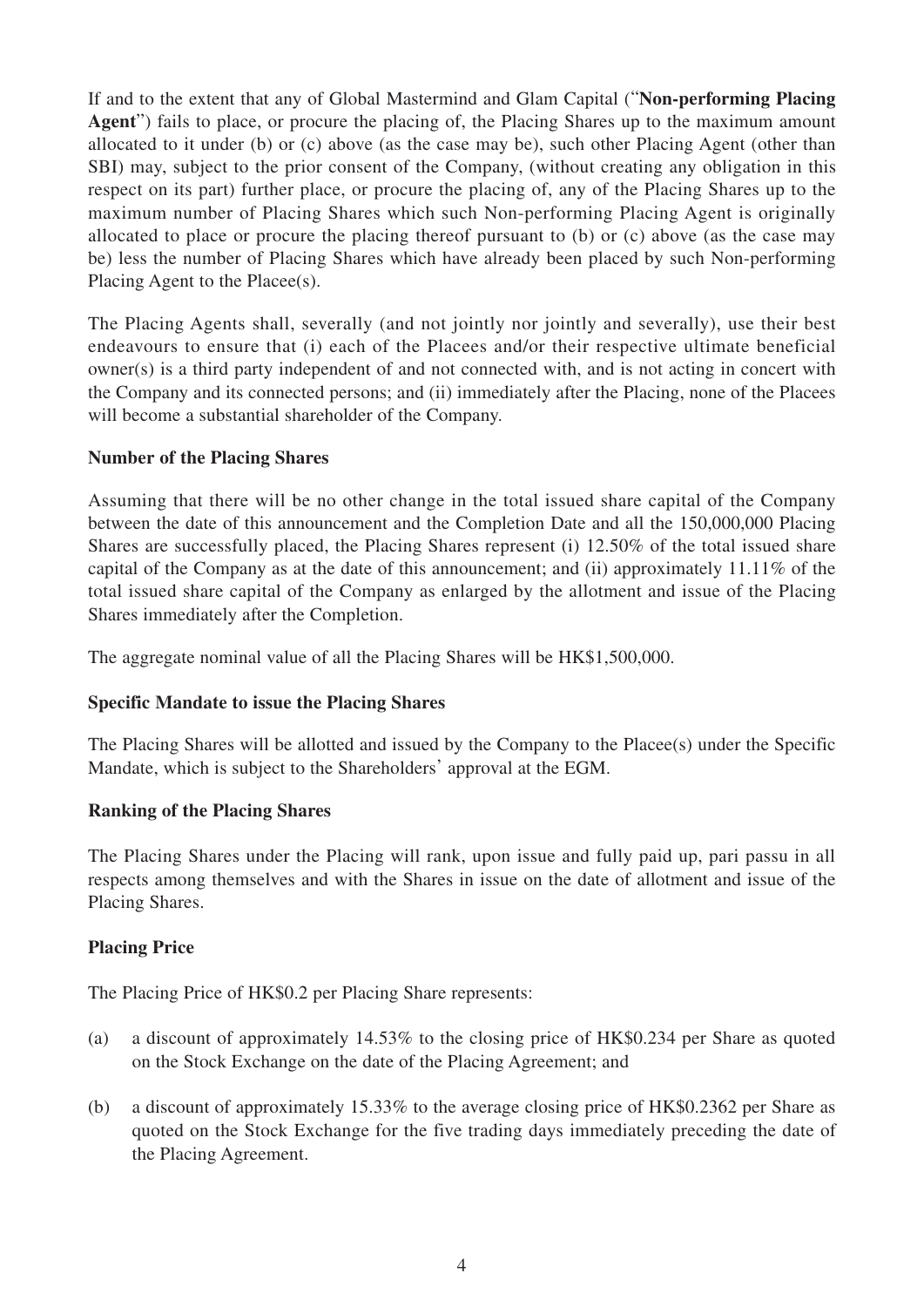If and to the extent that any of Global Mastermind and Glam Capital ("**Non-performing Placing Agent**") fails to place, or procure the placing of, the Placing Shares up to the maximum amount allocated to it under (b) or (c) above (as the case may be), such other Placing Agent (other than SBI) may, subject to the prior consent of the Company, (without creating any obligation in this respect on its part) further place, or procure the placing of, any of the Placing Shares up to the maximum number of Placing Shares which such Non-performing Placing Agent is originally allocated to place or procure the placing thereof pursuant to (b) or (c) above (as the case may be) less the number of Placing Shares which have already been placed by such Non-performing Placing Agent to the Placee(s).

The Placing Agents shall, severally (and not jointly nor jointly and severally), use their best endeavours to ensure that (i) each of the Placees and/or their respective ultimate beneficial owner(s) is a third party independent of and not connected with, and is not acting in concert with the Company and its connected persons; and (ii) immediately after the Placing, none of the Placees will become a substantial shareholder of the Company.

**Number of the Placing Shares**

Assuming that there will be no other change in the total issued share capital of the Company between the date of this announcement and the Completion Date and all the 150,000,000 Placing Shares are successfully placed, the Placing Shares represent (i) 12.50% of the total issued share capital of the Company as at the date of this announcement; and (ii) approximately 11.11% of the total issued share capital of the Company as enlarged by the allotment and issue of the Placing Shares immediately after the Completion.

The aggregate nominal value of all the Placing Shares will be HK$1,500,000.

**Specific Mandate to issue the Placing Shares**

The Placing Shares will be allotted and issued by the Company to the Placee(s) under the Specific Mandate, which is subject to the Shareholders' approval at the EGM.

**Ranking of the Placing Shares**

The Placing Shares under the Placing will rank, upon issue and fully paid up, pari passu in all respects among themselves and with the Shares in issue on the date of allotment and issue of the Placing Shares.

**Placing Price**

The Placing Price of HK$0.2 per Placing Share represents:

(a) a discount of approximately 14.53% to the closing price of HK$0.234 per Share as quoted on the Stock Exchange on the date of the Placing Agreement; and

(b) a discount of approximately 15.33% to the average closing price of HK$0.2362 per Share as quoted on the Stock Exchange for the five trading days immediately preceding the date of the Placing Agreement.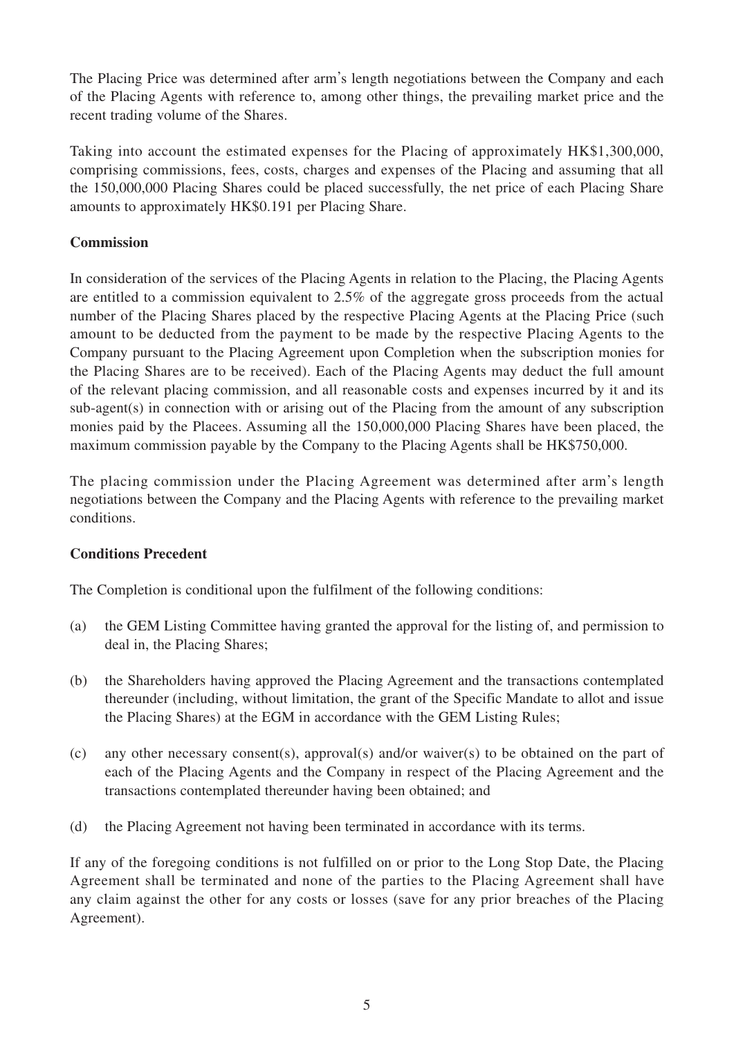The Placing Price was determined after arm's length negotiations between the Company and each of the Placing Agents with reference to, among other things, the prevailing market price and the recent trading volume of the Shares.

Taking into account the estimated expenses for the Placing of approximately HK$1,300,000, comprising commissions, fees, costs, charges and expenses of the Placing and assuming that all the 150,000,000 Placing Shares could be placed successfully, the net price of each Placing Share amounts to approximately HK$0.191 per Placing Share.

**Commission**

In consideration of the services of the Placing Agents in relation to the Placing, the Placing Agents are entitled to a commission equivalent to 2.5% of the aggregate gross proceeds from the actual number of the Placing Shares placed by the respective Placing Agents at the Placing Price (such amount to be deducted from the payment to be made by the respective Placing Agents to the Company pursuant to the Placing Agreement upon Completion when the subscription monies for the Placing Shares are to be received). Each of the Placing Agents may deduct the full amount of the relevant placing commission, and all reasonable costs and expenses incurred by it and its sub-agent(s) in connection with or arising out of the Placing from the amount of any subscription monies paid by the Placees. Assuming all the 150,000,000 Placing Shares have been placed, the maximum commission payable by the Company to the Placing Agents shall be HK$750,000.

The placing commission under the Placing Agreement was determined after arm's length negotiations between the Company and the Placing Agents with reference to the prevailing market conditions.

**Conditions Precedent**

The Completion is conditional upon the fulfilment of the following conditions:

(a) the GEM Listing Committee having granted the approval for the listing of, and permission to deal in, the Placing Shares;

(b) the Shareholders having approved the Placing Agreement and the transactions contemplated thereunder (including, without limitation, the grant of the Specific Mandate to allot and issue the Placing Shares) at the EGM in accordance with the GEM Listing Rules;

(c) any other necessary consent(s), approval(s) and/or waiver(s) to be obtained on the part of each of the Placing Agents and the Company in respect of the Placing Agreement and the transactions contemplated thereunder having been obtained; and

(d) the Placing Agreement not having been terminated in accordance with its terms.

If any of the foregoing conditions is not fulfilled on or prior to the Long Stop Date, the Placing Agreement shall be terminated and none of the parties to the Placing Agreement shall have any claim against the other for any costs or losses (save for any prior breaches of the Placing Agreement).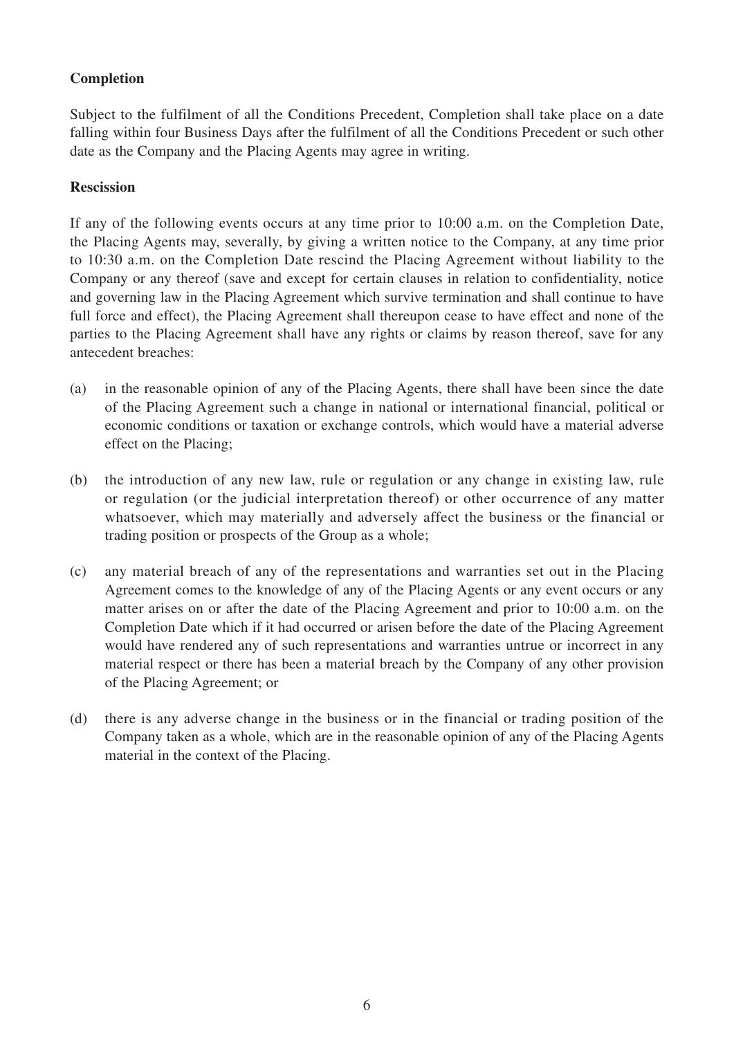**Completion**

Subject to the fulfilment of all the Conditions Precedent, Completion shall take place on a date falling within four Business Days after the fulfilment of all the Conditions Precedent or such other date as the Company and the Placing Agents may agree in writing.

**Rescission**

If any of the following events occurs at any time prior to 10:00 a.m. on the Completion Date, the Placing Agents may, severally, by giving a written notice to the Company, at any time prior to 10:30 a.m. on the Completion Date rescind the Placing Agreement without liability to the Company or any thereof (save and except for certain clauses in relation to confidentiality, notice and governing law in the Placing Agreement which survive termination and shall continue to have full force and effect), the Placing Agreement shall thereupon cease to have effect and none of the parties to the Placing Agreement shall have any rights or claims by reason thereof, save for any antecedent breaches:

(a) in the reasonable opinion of any of the Placing Agents, there shall have been since the date of the Placing Agreement such a change in national or international financial, political or economic conditions or taxation or exchange controls, which would have a material adverse effect on the Placing;

(b) the introduction of any new law, rule or regulation or any change in existing law, rule or regulation (or the judicial interpretation thereof) or other occurrence of any matter whatsoever, which may materially and adversely affect the business or the financial or trading position or prospects of the Group as a whole;

(c) any material breach of any of the representations and warranties set out in the Placing Agreement comes to the knowledge of any of the Placing Agents or any event occurs or any matter arises on or after the date of the Placing Agreement and prior to 10:00 a.m. on the Completion Date which if it had occurred or arisen before the date of the Placing Agreement would have rendered any of such representations and warranties untrue or incorrect in any material respect or there has been a material breach by the Company of any other provision of the Placing Agreement; or

(d) there is any adverse change in the business or in the financial or trading position of the Company taken as a whole, which are in the reasonable opinion of any of the Placing Agents material in the context of the Placing.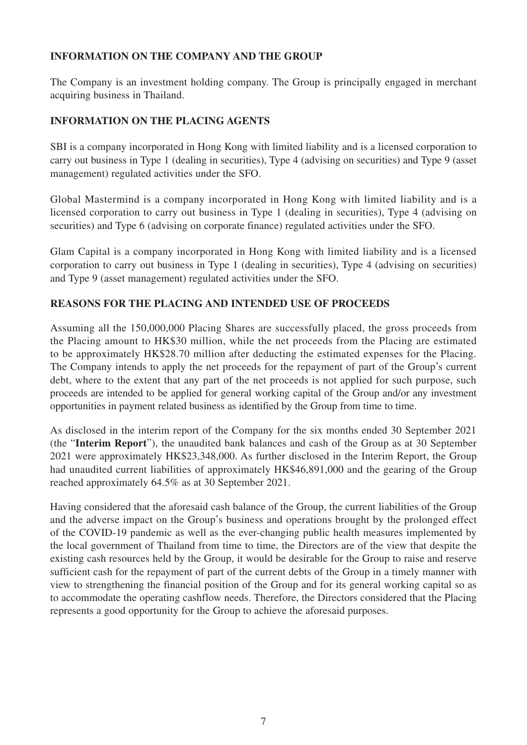## INFORMATION ON THE COMPANY AND THE GROUP

The Company is an investment holding company. The Group is principally engaged in merchant acquiring business in Thailand.

## INFORMATION ON THE PLACING AGENTS

SBI is a company incorporated in Hong Kong with limited liability and is a licensed corporation to carry out business in Type 1 (dealing in securities), Type 4 (advising on securities) and Type 9 (asset management) regulated activities under the SFO.

Global Mastermind is a company incorporated in Hong Kong with limited liability and is a licensed corporation to carry out business in Type 1 (dealing in securities), Type 4 (advising on securities) and Type 6 (advising on corporate finance) regulated activities under the SFO.

Glam Capital is a company incorporated in Hong Kong with limited liability and is a licensed corporation to carry out business in Type 1 (dealing in securities), Type 4 (advising on securities) and Type 9 (asset management) regulated activities under the SFO.

## REASONS FOR THE PLACING AND INTENDED USE OF PROCEEDS

Assuming all the 150,000,000 Placing Shares are successfully placed, the gross proceeds from the Placing amount to HK$30 million, while the net proceeds from the Placing are estimated to be approximately HK$28.70 million after deducting the estimated expenses for the Placing. The Company intends to apply the net proceeds for the repayment of part of the Group's current debt, where to the extent that any part of the net proceeds is not applied for such purpose, such proceeds are intended to be applied for general working capital of the Group and/or any investment opportunities in payment related business as identified by the Group from time to time.

As disclosed in the interim report of the Company for the six months ended 30 September 2021 (the "**Interim Report**"), the unaudited bank balances and cash of the Group as at 30 September 2021 were approximately HK$23,348,000. As further disclosed in the Interim Report, the Group had unaudited current liabilities of approximately HK$46,891,000 and the gearing of the Group reached approximately 64.5% as at 30 September 2021.

Having considered that the aforesaid cash balance of the Group, the current liabilities of the Group and the adverse impact on the Group's business and operations brought by the prolonged effect of the COVID-19 pandemic as well as the ever-changing public health measures implemented by the local government of Thailand from time to time, the Directors are of the view that despite the existing cash resources held by the Group, it would be desirable for the Group to raise and reserve sufficient cash for the repayment of part of the current debts of the Group in a timely manner with view to strengthening the financial position of the Group and for its general working capital so as to accommodate the operating cashflow needs. Therefore, the Directors considered that the Placing represents a good opportunity for the Group to achieve the aforesaid purposes.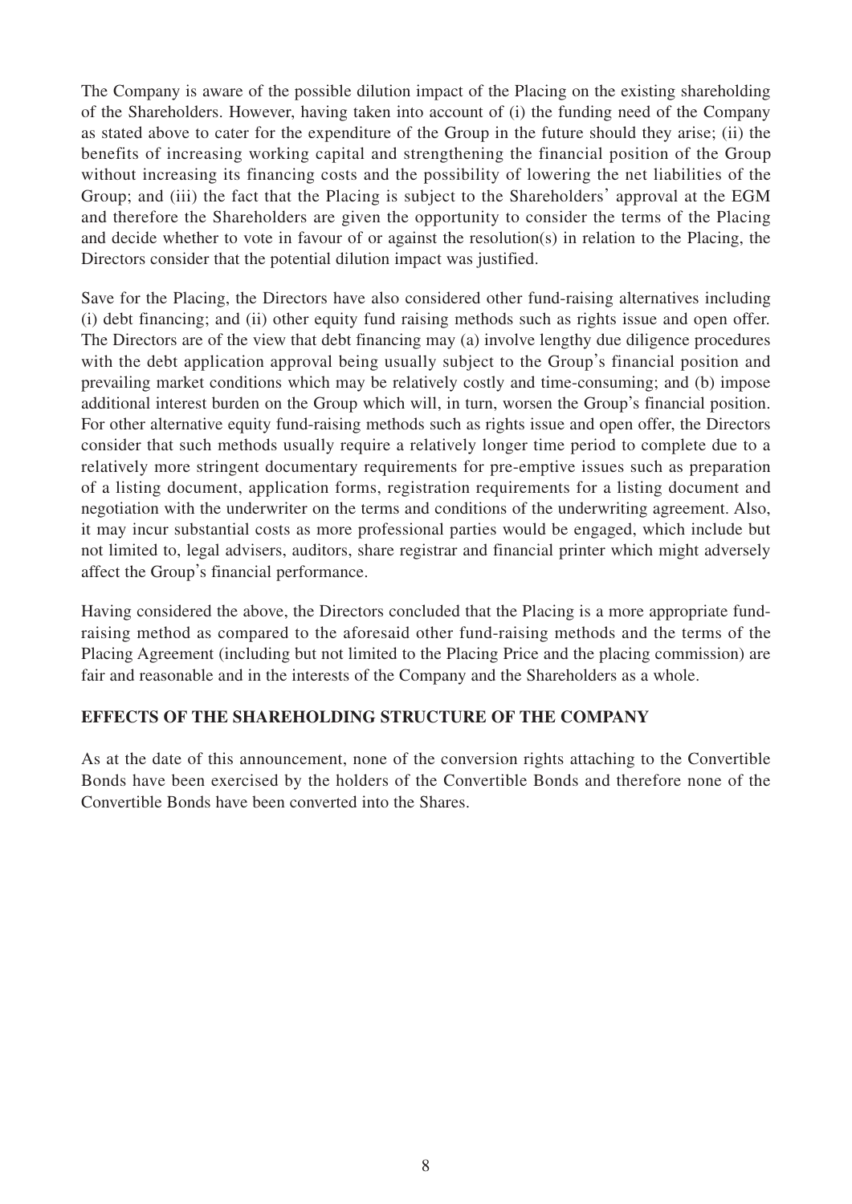The Company is aware of the possible dilution impact of the Placing on the existing shareholding of the Shareholders. However, having taken into account of (i) the funding need of the Company as stated above to cater for the expenditure of the Group in the future should they arise; (ii) the benefits of increasing working capital and strengthening the financial position of the Group without increasing its financing costs and the possibility of lowering the net liabilities of the Group; and (iii) the fact that the Placing is subject to the Shareholders' approval at the EGM and therefore the Shareholders are given the opportunity to consider the terms of the Placing and decide whether to vote in favour of or against the resolution(s) in relation to the Placing, the Directors consider that the potential dilution impact was justified.

Save for the Placing, the Directors have also considered other fund-raising alternatives including (i) debt financing; and (ii) other equity fund raising methods such as rights issue and open offer. The Directors are of the view that debt financing may (a) involve lengthy due diligence procedures with the debt application approval being usually subject to the Group's financial position and prevailing market conditions which may be relatively costly and time-consuming; and (b) impose additional interest burden on the Group which will, in turn, worsen the Group's financial position. For other alternative equity fund-raising methods such as rights issue and open offer, the Directors consider that such methods usually require a relatively longer time period to complete due to a relatively more stringent documentary requirements for pre-emptive issues such as preparation of a listing document, application forms, registration requirements for a listing document and negotiation with the underwriter on the terms and conditions of the underwriting agreement. Also, it may incur substantial costs as more professional parties would be engaged, which include but not limited to, legal advisers, auditors, share registrar and financial printer which might adversely affect the Group's financial performance.

Having considered the above, the Directors concluded that the Placing is a more appropriate fund-raising method as compared to the aforesaid other fund-raising methods and the terms of the Placing Agreement (including but not limited to the Placing Price and the placing commission) are fair and reasonable and in the interests of the Company and the Shareholders as a whole.

## EFFECTS OF THE SHAREHOLDING STRUCTURE OF THE COMPANY

As at the date of this announcement, none of the conversion rights attaching to the Convertible Bonds have been exercised by the holders of the Convertible Bonds and therefore none of the Convertible Bonds have been converted into the Shares.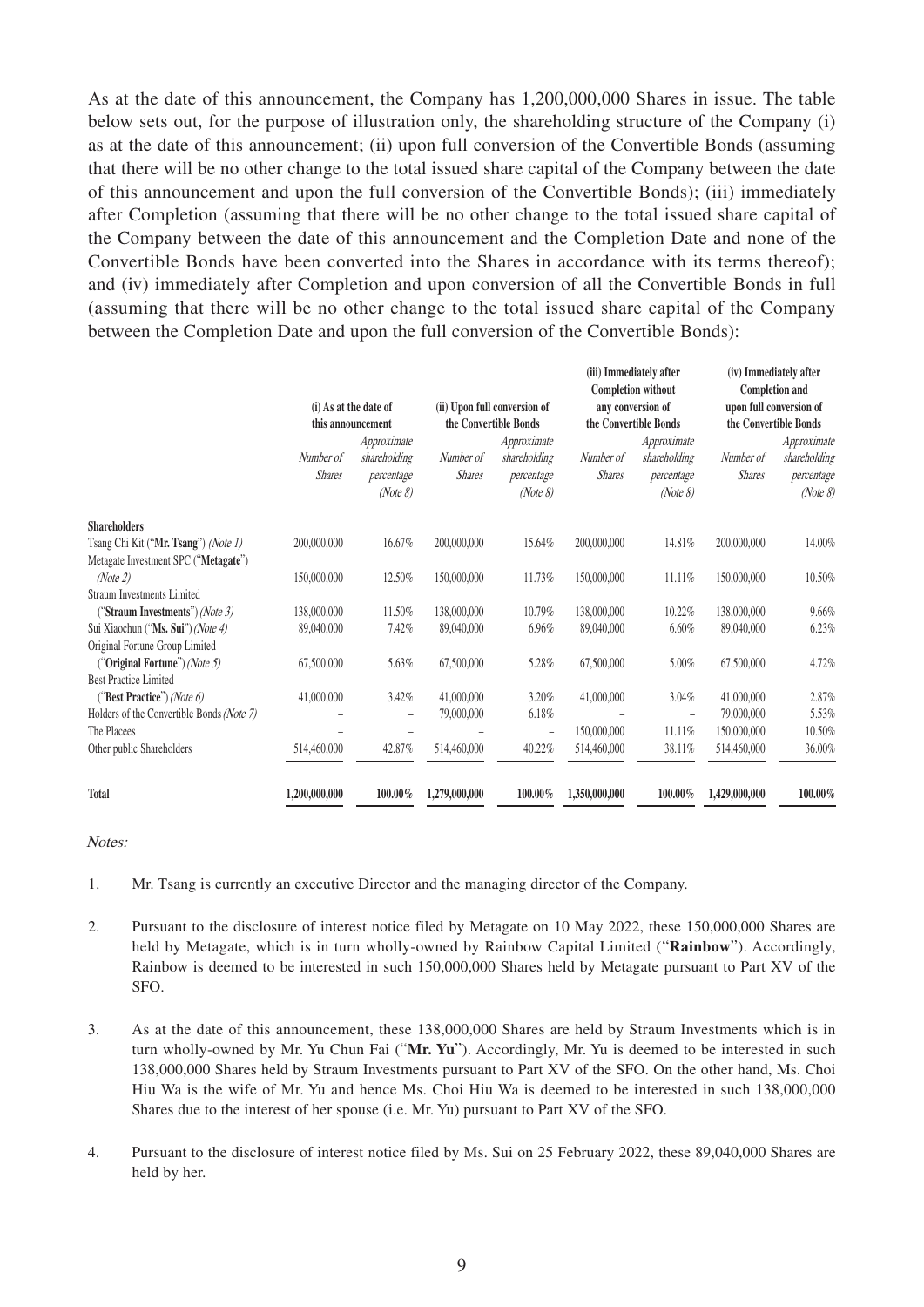As at the date of this announcement, the Company has 1,200,000,000 Shares in issue. The table below sets out, for the purpose of illustration only, the shareholding structure of the Company (i) as at the date of this announcement; (ii) upon full conversion of the Convertible Bonds (assuming that there will be no other change to the total issued share capital of the Company between the date of this announcement and upon the full conversion of the Convertible Bonds); (iii) immediately after Completion (assuming that there will be no other change to the total issued share capital of the Company between the date of this announcement and the Completion Date and none of the Convertible Bonds have been converted into the Shares in accordance with its terms thereof); and (iv) immediately after Completion and upon conversion of all the Convertible Bonds in full (assuming that there will be no other change to the total issued share capital of the Company between the Completion Date and upon the full conversion of the Convertible Bonds):

| | (i) As at the date of this announcement | | (ii) Upon full conversion of the Convertible Bonds | | (iii) Immediately after Completion without any conversion of the Convertible Bonds | | (iv) Immediately after Completion and upon full conversion of the Convertible Bonds | |
|---|---|---|---|---|---|---|---|---|
| | *Number of Shares* | *Approximate shareholding percentage (Note 8)* | *Number of Shares* | *Approximate shareholding percentage (Note 8)* | *Number of Shares* | *Approximate shareholding percentage (Note 8)* | *Number of Shares* | *Approximate shareholding percentage (Note 8)* |
| **Shareholders** | | | | | | | | |
| Tsang Chi Kit ("**Mr. Tsang**") *(Note 1)* | 200,000,000 | 16.67% | 200,000,000 | 15.64% | 200,000,000 | 14.81% | 200,000,000 | 14.00% |
| Metagate Investment SPC ("**Metagate**") *(Note 2)* | 150,000,000 | 12.50% | 150,000,000 | 11.73% | 150,000,000 | 11.11% | 150,000,000 | 10.50% |
| Straum Investments Limited ("**Straum Investments**") *(Note 3)* | 138,000,000 | 11.50% | 138,000,000 | 10.79% | 138,000,000 | 10.22% | 138,000,000 | 9.66% |
| Sui Xiaochun ("**Ms. Sui**") *(Note 4)* | 89,040,000 | 7.42% | 89,040,000 | 6.96% | 89,040,000 | 6.60% | 89,040,000 | 6.23% |
| Original Fortune Group Limited ("**Original Fortune**") *(Note 5)* | 67,500,000 | 5.63% | 67,500,000 | 5.28% | 67,500,000 | 5.00% | 67,500,000 | 4.72% |
| Best Practice Limited ("**Best Practice**") *(Note 6)* | 41,000,000 | 3.42% | 41,000,000 | 3.20% | 41,000,000 | 3.04% | 41,000,000 | 2.87% |
| Holders of the Convertible Bonds *(Note 7)* | – | – | 79,000,000 | 6.18% | – | – | 79,000,000 | 5.53% |
| The Placees | – | – | – | – | 150,000,000 | 11.11% | 150,000,000 | 10.50% |
| Other public Shareholders | 514,460,000 | 42.87% | 514,460,000 | 40.22% | 514,460,000 | 38.11% | 514,460,000 | 36.00% |
| **Total** | **1,200,000,000** | **100.00%** | **1,279,000,000** | **100.00%** | **1,350,000,000** | **100.00%** | **1,429,000,000** | **100.00%** |

*Notes:*

1. Mr. Tsang is currently an executive Director and the managing director of the Company.

2. Pursuant to the disclosure of interest notice filed by Metagate on 10 May 2022, these 150,000,000 Shares are held by Metagate, which is in turn wholly-owned by Rainbow Capital Limited ("**Rainbow**"). Accordingly, Rainbow is deemed to be interested in such 150,000,000 Shares held by Metagate pursuant to Part XV of the SFO.

3. As at the date of this announcement, these 138,000,000 Shares are held by Straum Investments which is in turn wholly-owned by Mr. Yu Chun Fai ("**Mr. Yu**"). Accordingly, Mr. Yu is deemed to be interested in such 138,000,000 Shares held by Straum Investments pursuant to Part XV of the SFO. On the other hand, Ms. Choi Hiu Wa is the wife of Mr. Yu and hence Ms. Choi Hiu Wa is deemed to be interested in such 138,000,000 Shares due to the interest of her spouse (i.e. Mr. Yu) pursuant to Part XV of the SFO.

4. Pursuant to the disclosure of interest notice filed by Ms. Sui on 25 February 2022, these 89,040,000 Shares are held by her.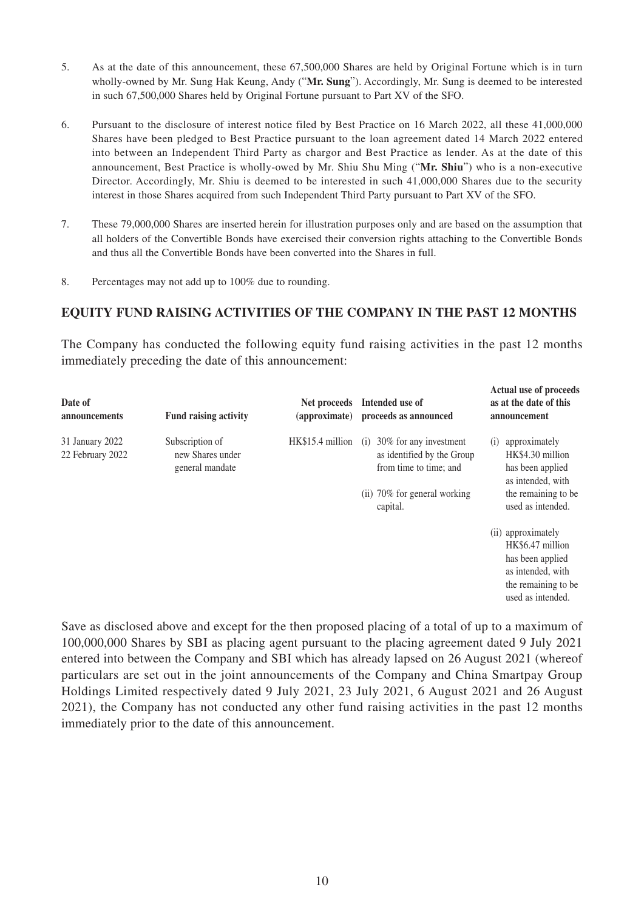5. As at the date of this announcement, these 67,500,000 Shares are held by Original Fortune which is in turn wholly-owned by Mr. Sung Hak Keung, Andy ("**Mr. Sung**"). Accordingly, Mr. Sung is deemed to be interested in such 67,500,000 Shares held by Original Fortune pursuant to Part XV of the SFO.

6. Pursuant to the disclosure of interest notice filed by Best Practice on 16 March 2022, all these 41,000,000 Shares have been pledged to Best Practice pursuant to the loan agreement dated 14 March 2022 entered into between an Independent Third Party as chargor and Best Practice as lender. As at the date of this announcement, Best Practice is wholly-owed by Mr. Shiu Shu Ming ("**Mr. Shiu**") who is a non-executive Director. Accordingly, Mr. Shiu is deemed to be interested in such 41,000,000 Shares due to the security interest in those Shares acquired from such Independent Third Party pursuant to Part XV of the SFO.

7. These 79,000,000 Shares are inserted herein for illustration purposes only and are based on the assumption that all holders of the Convertible Bonds have exercised their conversion rights attaching to the Convertible Bonds and thus all the Convertible Bonds have been converted into the Shares in full.

8. Percentages may not add up to 100% due to rounding.

## EQUITY FUND RAISING ACTIVITIES OF THE COMPANY IN THE PAST 12 MONTHS

The Company has conducted the following equity fund raising activities in the past 12 months immediately preceding the date of this announcement:

| Date of announcements | Fund raising activity | Net proceeds (approximate) | Intended use of proceeds as announced | Actual use of proceeds as at the date of this announcement |
|---|---|---|---|---|
| 31 January 2022<br>22 February 2022 | Subscription of new Shares under general mandate | HK$15.4 million | (i) 30% for any investment as identified by the Group from time to time; and<br>(ii) 70% for general working capital. | (i) approximately HK$4.30 million has been applied as intended, with the remaining to be used as intended.<br>(ii) approximately HK$6.47 million has been applied as intended, with the remaining to be used as intended. |

Save as disclosed above and except for the then proposed placing of a total of up to a maximum of 100,000,000 Shares by SBI as placing agent pursuant to the placing agreement dated 9 July 2021 entered into between the Company and SBI which has already lapsed on 26 August 2021 (whereof particulars are set out in the joint announcements of the Company and China Smartpay Group Holdings Limited respectively dated 9 July 2021, 23 July 2021, 6 August 2021 and 26 August 2021), the Company has not conducted any other fund raising activities in the past 12 months immediately prior to the date of this announcement.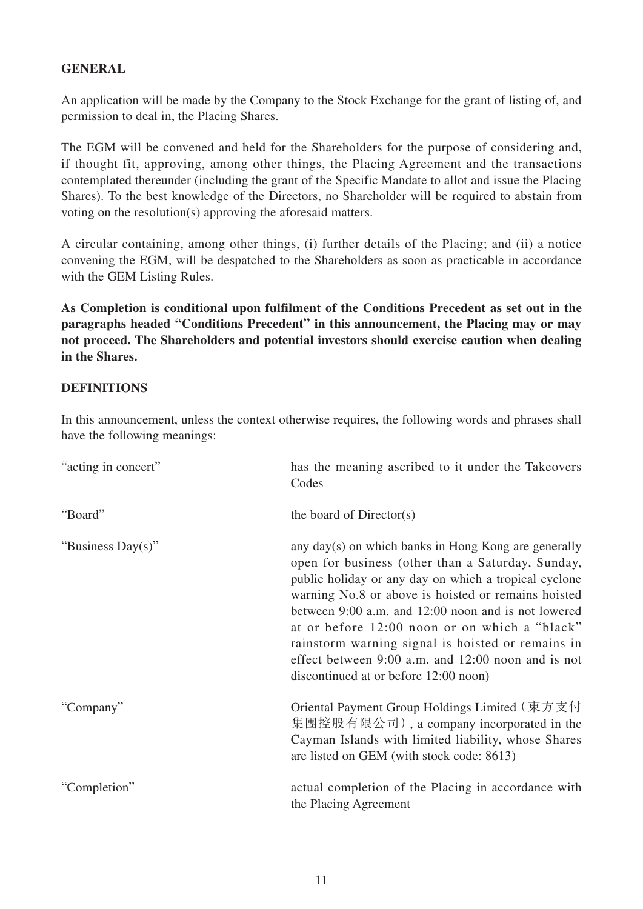## GENERAL

An application will be made by the Company to the Stock Exchange for the grant of listing of, and permission to deal in, the Placing Shares.

The EGM will be convened and held for the Shareholders for the purpose of considering and, if thought fit, approving, among other things, the Placing Agreement and the transactions contemplated thereunder (including the grant of the Specific Mandate to allot and issue the Placing Shares). To the best knowledge of the Directors, no Shareholder will be required to abstain from voting on the resolution(s) approving the aforesaid matters.

A circular containing, among other things, (i) further details of the Placing; and (ii) a notice convening the EGM, will be despatched to the Shareholders as soon as practicable in accordance with the GEM Listing Rules.

**As Completion is conditional upon fulfilment of the Conditions Precedent as set out in the paragraphs headed "Conditions Precedent" in this announcement, the Placing may or may not proceed. The Shareholders and potential investors should exercise caution when dealing in the Shares.**

## DEFINITIONS

In this announcement, unless the context otherwise requires, the following words and phrases shall have the following meanings:

| | |
|---|---|
| "acting in concert" | has the meaning ascribed to it under the Takeovers Codes |
| "Board" | the board of Director(s) |
| "Business Day(s)" | any day(s) on which banks in Hong Kong are generally open for business (other than a Saturday, Sunday, public holiday or any day on which a tropical cyclone warning No.8 or above is hoisted or remains hoisted between 9:00 a.m. and 12:00 noon and is not lowered at or before 12:00 noon or on which a "black" rainstorm warning signal is hoisted or remains in effect between 9:00 a.m. and 12:00 noon and is not discontinued at or before 12:00 noon) |
| "Company" | Oriental Payment Group Holdings Limited (東方支付集團控股有限公司), a company incorporated in the Cayman Islands with limited liability, whose Shares are listed on GEM (with stock code: 8613) |
| "Completion" | actual completion of the Placing in accordance with the Placing Agreement |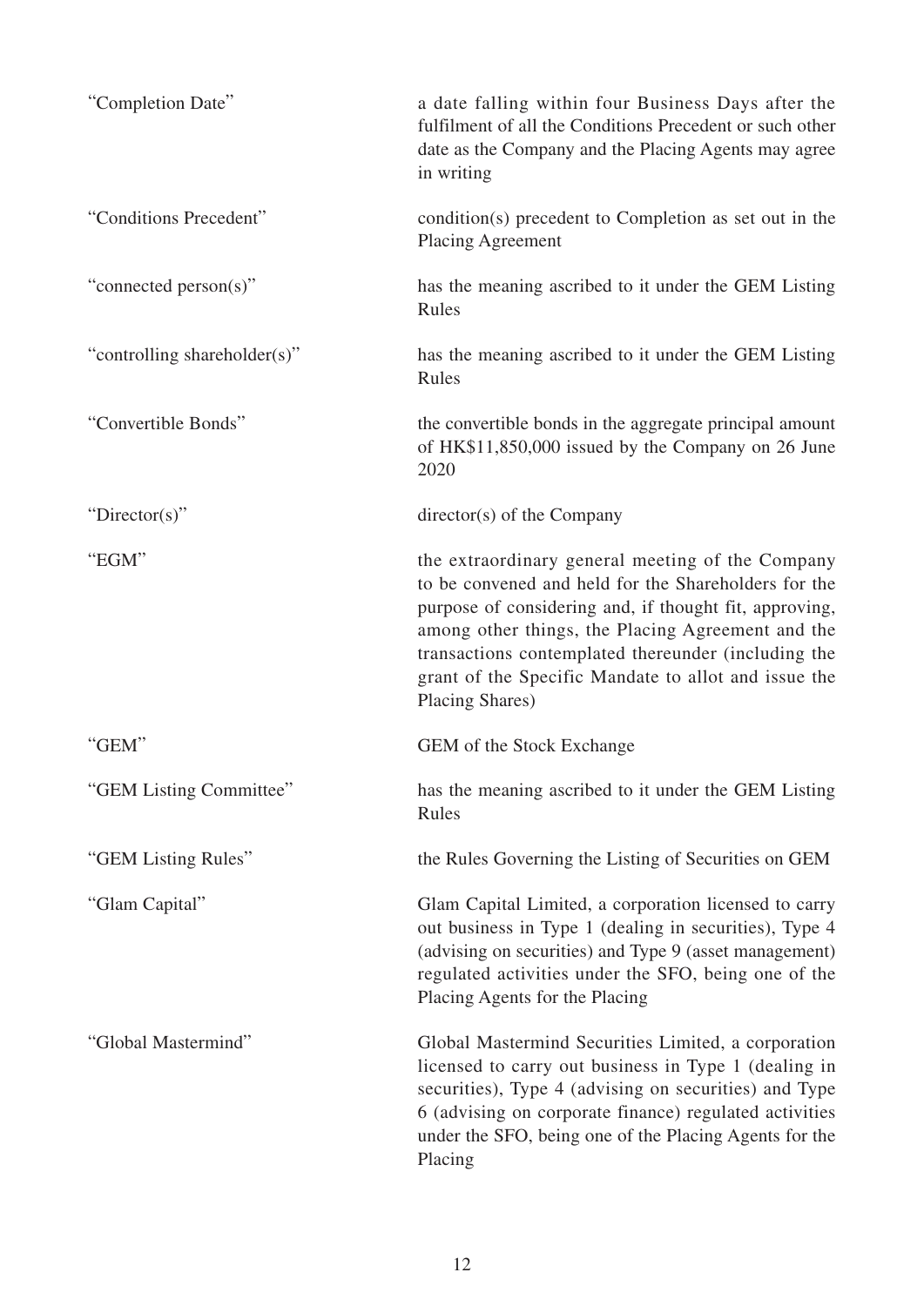| | |
|---|---|
| "Completion Date" | a date falling within four Business Days after the fulfilment of all the Conditions Precedent or such other date as the Company and the Placing Agents may agree in writing |
| "Conditions Precedent" | condition(s) precedent to Completion as set out in the Placing Agreement |
| "connected person(s)" | has the meaning ascribed to it under the GEM Listing Rules |
| "controlling shareholder(s)" | has the meaning ascribed to it under the GEM Listing Rules |
| "Convertible Bonds" | the convertible bonds in the aggregate principal amount of HK$11,850,000 issued by the Company on 26 June 2020 |
| "Director(s)" | director(s) of the Company |
| "EGM" | the extraordinary general meeting of the Company to be convened and held for the Shareholders for the purpose of considering and, if thought fit, approving, among other things, the Placing Agreement and the transactions contemplated thereunder (including the grant of the Specific Mandate to allot and issue the Placing Shares) |
| "GEM" | GEM of the Stock Exchange |
| "GEM Listing Committee" | has the meaning ascribed to it under the GEM Listing Rules |
| "GEM Listing Rules" | the Rules Governing the Listing of Securities on GEM |
| "Glam Capital" | Glam Capital Limited, a corporation licensed to carry out business in Type 1 (dealing in securities), Type 4 (advising on securities) and Type 9 (asset management) regulated activities under the SFO, being one of the Placing Agents for the Placing |
| "Global Mastermind" | Global Mastermind Securities Limited, a corporation licensed to carry out business in Type 1 (dealing in securities), Type 4 (advising on securities) and Type 6 (advising on corporate finance) regulated activities under the SFO, being one of the Placing Agents for the Placing |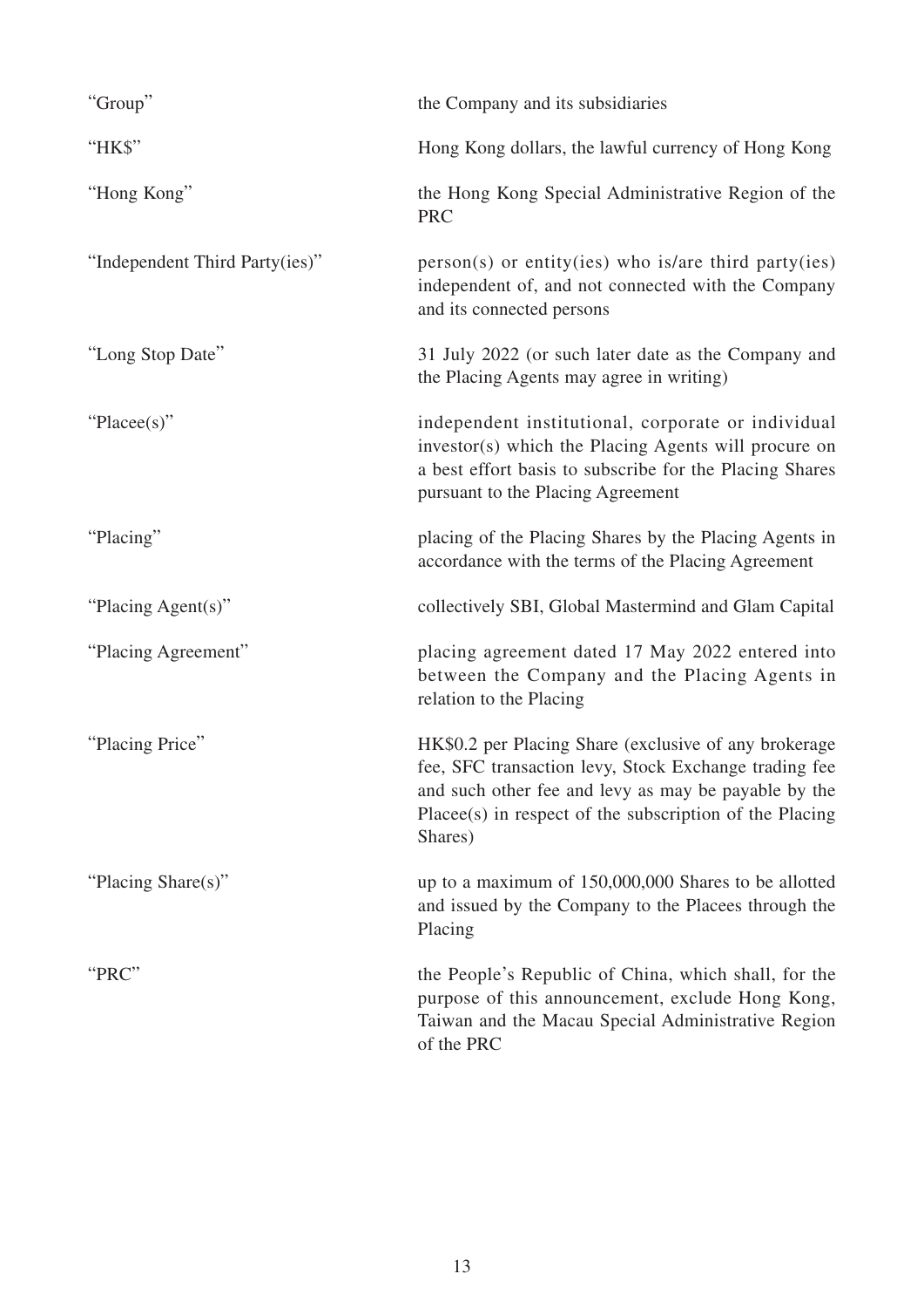| | |
|---|---|
| "Group" | the Company and its subsidiaries |
| "HK$" | Hong Kong dollars, the lawful currency of Hong Kong |
| "Hong Kong" | the Hong Kong Special Administrative Region of the PRC |
| "Independent Third Party(ies)" | person(s) or entity(ies) who is/are third party(ies) independent of, and not connected with the Company and its connected persons |
| "Long Stop Date" | 31 July 2022 (or such later date as the Company and the Placing Agents may agree in writing) |
| "Placee(s)" | independent institutional, corporate or individual investor(s) which the Placing Agents will procure on a best effort basis to subscribe for the Placing Shares pursuant to the Placing Agreement |
| "Placing" | placing of the Placing Shares by the Placing Agents in accordance with the terms of the Placing Agreement |
| "Placing Agent(s)" | collectively SBI, Global Mastermind and Glam Capital |
| "Placing Agreement" | placing agreement dated 17 May 2022 entered into between the Company and the Placing Agents in relation to the Placing |
| "Placing Price" | HK$0.2 per Placing Share (exclusive of any brokerage fee, SFC transaction levy, Stock Exchange trading fee and such other fee and levy as may be payable by the Placee(s) in respect of the subscription of the Placing Shares) |
| "Placing Share(s)" | up to a maximum of 150,000,000 Shares to be allotted and issued by the Company to the Placees through the Placing |
| "PRC" | the People's Republic of China, which shall, for the purpose of this announcement, exclude Hong Kong, Taiwan and the Macau Special Administrative Region of the PRC |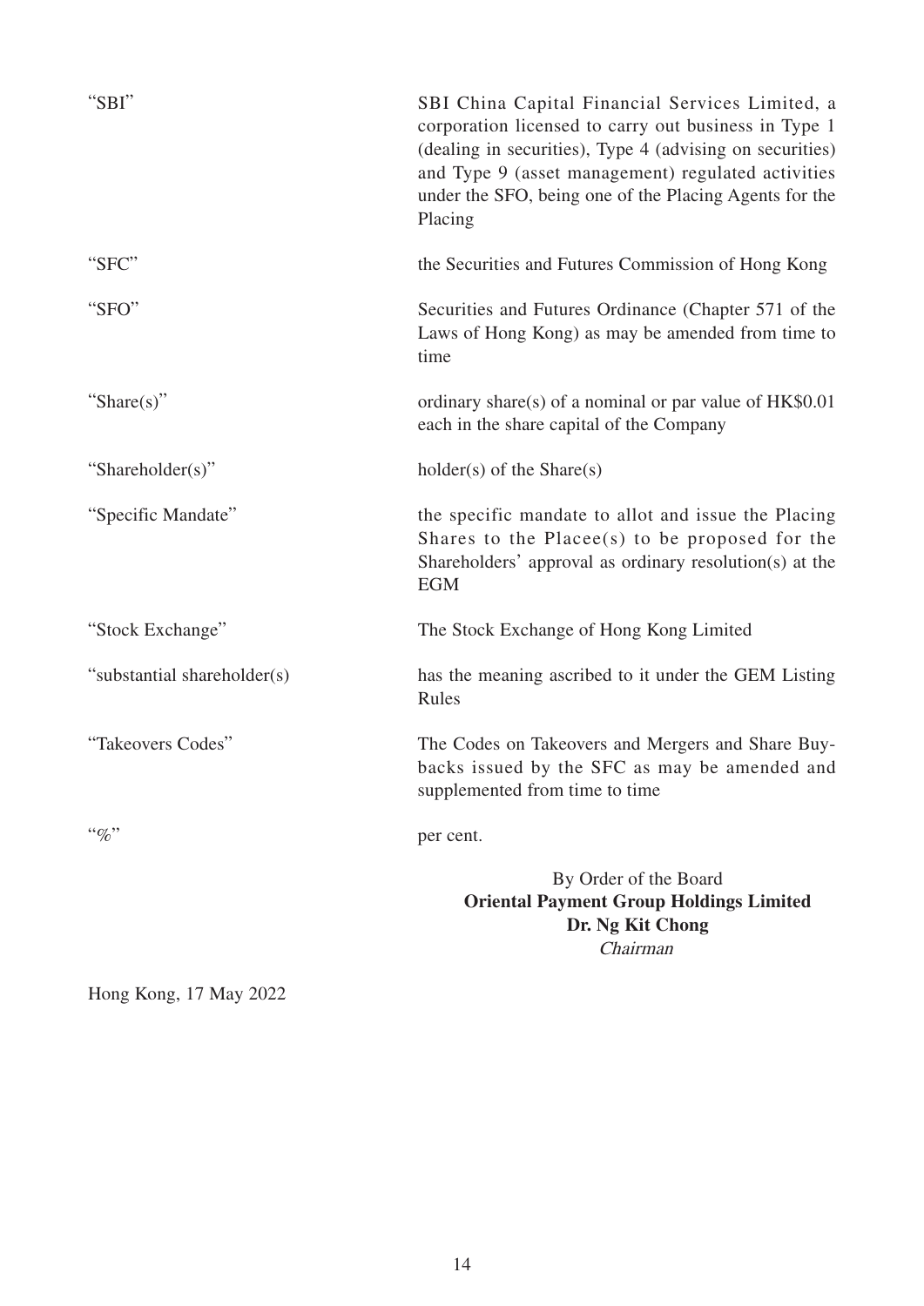| | |
|---|---|
| "SBI" | SBI China Capital Financial Services Limited, a corporation licensed to carry out business in Type 1 (dealing in securities), Type 4 (advising on securities) and Type 9 (asset management) regulated activities under the SFO, being one of the Placing Agents for the Placing |
| "SFC" | the Securities and Futures Commission of Hong Kong |
| "SFO" | Securities and Futures Ordinance (Chapter 571 of the Laws of Hong Kong) as may be amended from time to time |
| "Share(s)" | ordinary share(s) of a nominal or par value of HK$0.01 each in the share capital of the Company |
| "Shareholder(s)" | holder(s) of the Share(s) |
| "Specific Mandate" | the specific mandate to allot and issue the Placing Shares to the Placee(s) to be proposed for the Shareholders' approval as ordinary resolution(s) at the EGM |
| "Stock Exchange" | The Stock Exchange of Hong Kong Limited |
| "substantial shareholder(s) | has the meaning ascribed to it under the GEM Listing Rules |
| "Takeovers Codes" | The Codes on Takeovers and Mergers and Share Buy-backs issued by the SFC as may be amended and supplemented from time to time |
| "%" | per cent. |

By Order of the Board
**Oriental Payment Group Holdings Limited**
**Dr. Ng Kit Chong**
*Chairman*

Hong Kong, 17 May 2022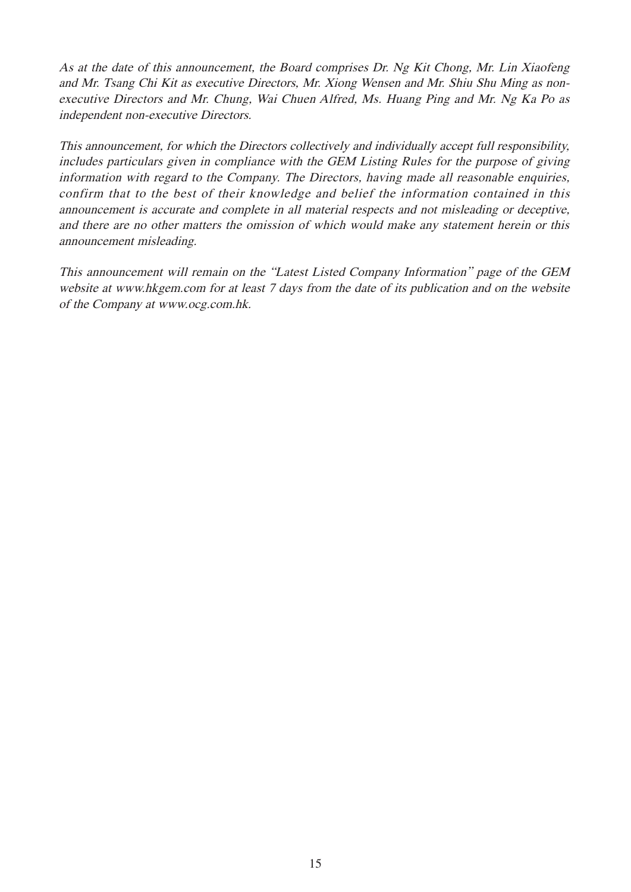*As at the date of this announcement, the Board comprises Dr. Ng Kit Chong, Mr. Lin Xiaofeng and Mr. Tsang Chi Kit as executive Directors, Mr. Xiong Wensen and Mr. Shiu Shu Ming as non-executive Directors and Mr. Chung, Wai Chuen Alfred, Ms. Huang Ping and Mr. Ng Ka Po as independent non-executive Directors.*

*This announcement, for which the Directors collectively and individually accept full responsibility, includes particulars given in compliance with the GEM Listing Rules for the purpose of giving information with regard to the Company. The Directors, having made all reasonable enquiries, confirm that to the best of their knowledge and belief the information contained in this announcement is accurate and complete in all material respects and not misleading or deceptive, and there are no other matters the omission of which would make any statement herein or this announcement misleading.*

*This announcement will remain on the "Latest Listed Company Information" page of the GEM website at www.hkgem.com for at least 7 days from the date of its publication and on the website of the Company at www.ocg.com.hk.*